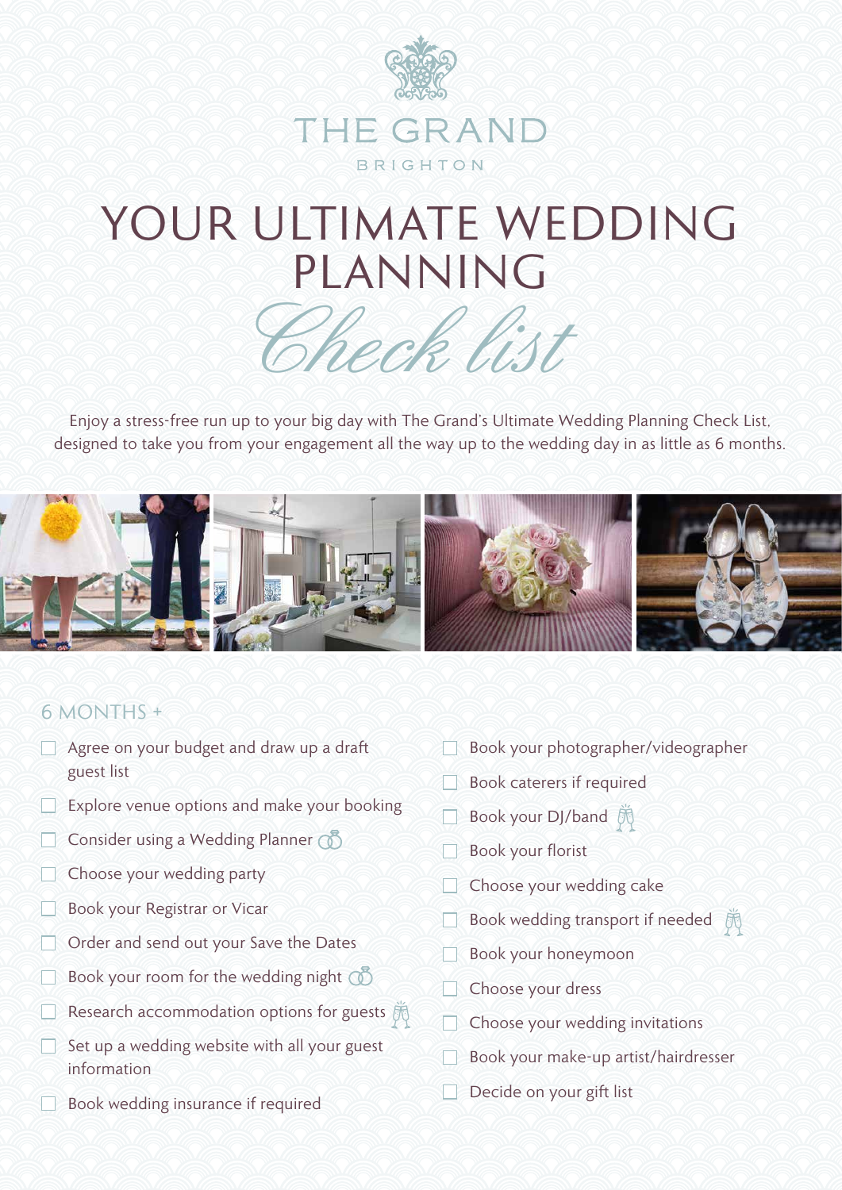THE GRAND

BRIGHTON

# YOUR ULTIMATE WEDDING PLANNING *Check list*

Enjoy a stress-free run up to your big day with The Grand's Ultimate Wedding Planning Check List, designed to take you from your engagement all the way up to the wedding day in as little as 6 months.

## 6 MONTHS +

- [ ] Agree on your budget and draw up a draft guest list
- [ ] Explore venue options and make your booking
- [ ] Consider using a Wedding Planner
- [ ] Choose your wedding party
- [ ] Book your Registrar or Vicar
- [ ] Order and send out your Save the Dates
- [ ] Book your room for the wedding night
- [ ] Research accommodation options for guests
- [ ] Set up a wedding website with all your guest information
- [ ] Book wedding insurance if required
- [ ] Book your photographer/videographer
- [ ] Book caterers if required
- [ ] Book your DJ/band
- [ ] Book your florist
- [ ] Choose your wedding cake
- [ ] Book wedding transport if needed
- [ ] Book your honeymoon
- [ ] Choose your dress
- [ ] Choose your wedding invitations
- [ ] Book your make-up artist/hairdresser
- [ ] Decide on your gift list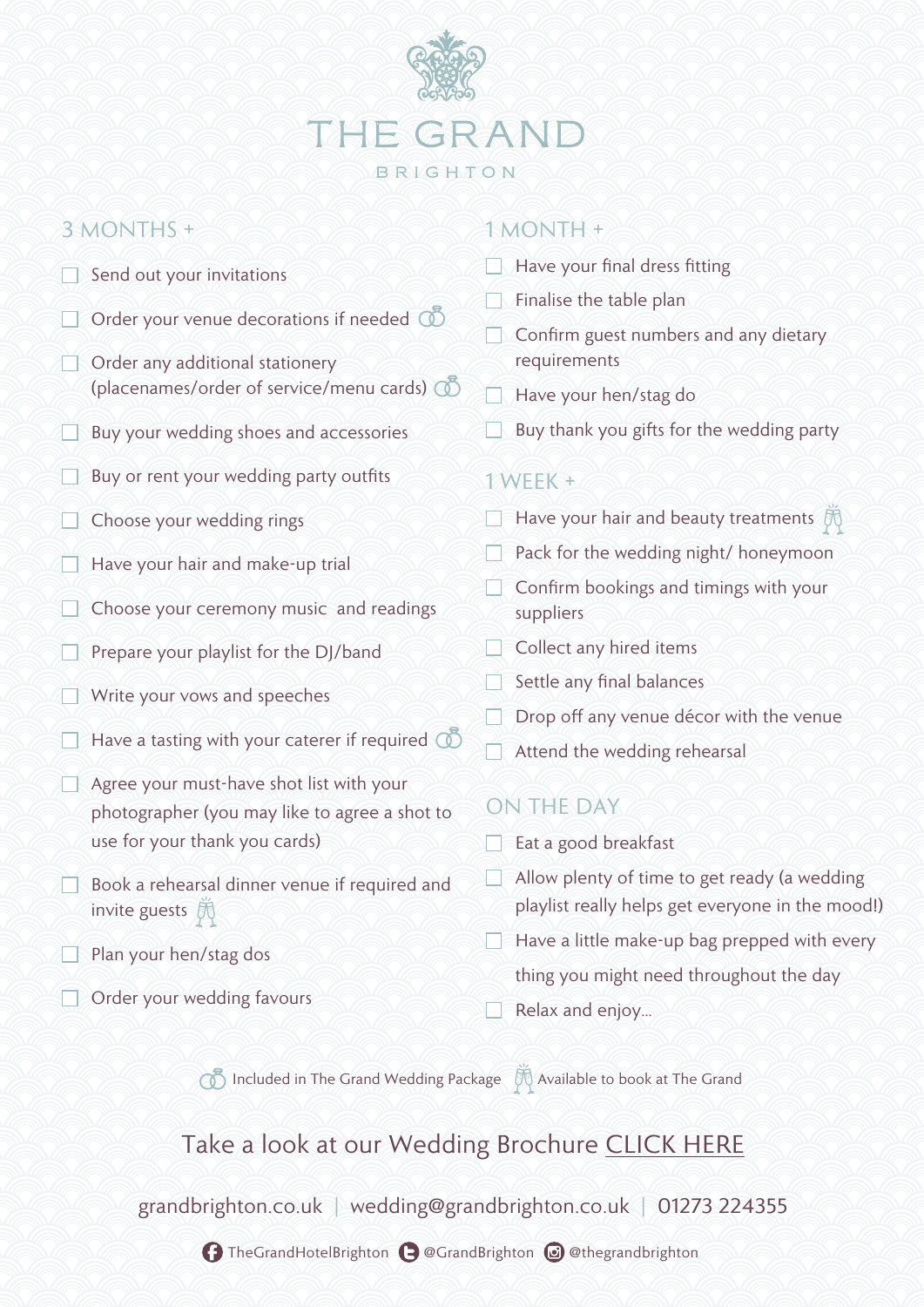# THE GRAND

BRIGHTON

## 3 MONTHS +

- [ ] Send out your invitations
- [ ] Order your venue decorations if needed 💍
- [ ] Order any additional stationery (placenames/order of service/menu cards) 💍
- [ ] Buy your wedding shoes and accessories
- [ ] Buy or rent your wedding party outfits
- [ ] Choose your wedding rings
- [ ] Have your hair and make-up trial
- [ ] Choose your ceremony music and readings
- [ ] Prepare your playlist for the DJ/band
- [ ] Write your vows and speeches
- [ ] Have a tasting with your caterer if required 💍
- [ ] Agree your must-have shot list with your photographer (you may like to agree a shot to use for your thank you cards)
- [ ] Book a rehearsal dinner venue if required and invite guests 🥂
- [ ] Plan your hen/stag dos
- [ ] Order your wedding favours

## 1 MONTH +

- [ ] Have your final dress fitting
- [ ] Finalise the table plan
- [ ] Confirm guest numbers and any dietary requirements
- [ ] Have your hen/stag do
- [ ] Buy thank you gifts for the wedding party

## 1 WEEK +

- [ ] Have your hair and beauty treatments 🥂
- [ ] Pack for the wedding night/ honeymoon
- [ ] Confirm bookings and timings with your suppliers
- [ ] Collect any hired items
- [ ] Settle any final balances
- [ ] Drop off any venue décor with the venue
- [ ] Attend the wedding rehearsal

## ON THE DAY

- [ ] Eat a good breakfast
- [ ] Allow plenty of time to get ready (a wedding playlist really helps get everyone in the mood!)
- [ ] Have a little make-up bag prepped with every thing you might need throughout the day
- [ ] Relax and enjoy...

💍 Included in The Grand Wedding Package 🥂 Available to book at The Grand

Take a look at our Wedding Brochure CLICK HERE

grandbrighton.co.uk | wedding@grandbrighton.co.uk | 01273 224355

TheGrandHotelBrighton @GrandBrighton @thegrandbrighton